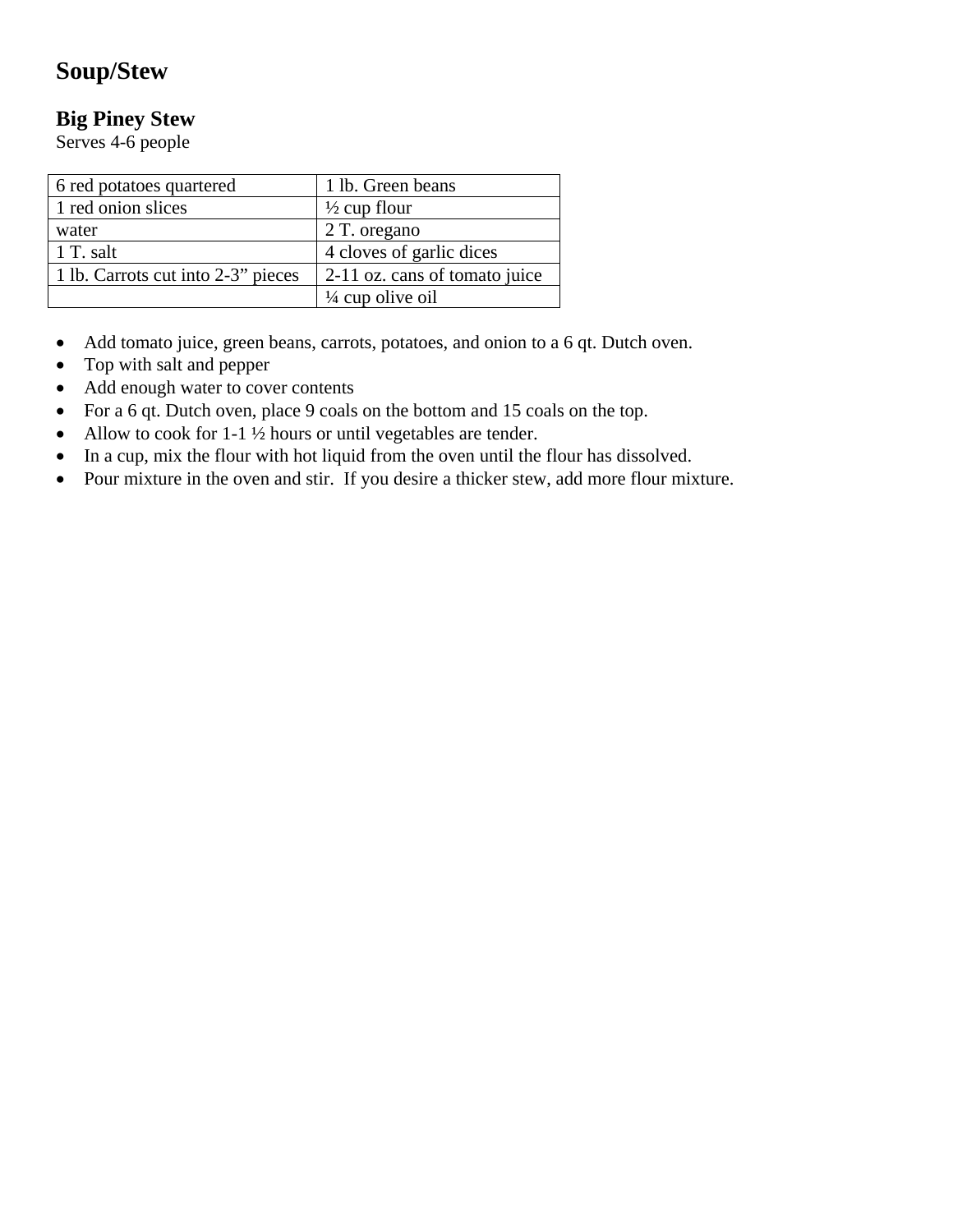# Soup/Stew

## Big Piney Stew

Serves 4-6 people

| 6 red potatoes quartered | 1 lb. Green beans |
|---|---|
| 1 red onion slices | ½ cup flour |
| water | 2 T. oregano |
| 1 T. salt | 4 cloves of garlic dices |
| 1 lb. Carrots cut into 2-3" pieces | 2-11 oz. cans of tomato juice |
| | ¼ cup olive oil |

- Add tomato juice, green beans, carrots, potatoes, and onion to a 6 qt. Dutch oven.
- Top with salt and pepper
- Add enough water to cover contents
- For a 6 qt. Dutch oven, place 9 coals on the bottom and 15 coals on the top.
- Allow to cook for 1-1 ½ hours or until vegetables are tender.
- In a cup, mix the flour with hot liquid from the oven until the flour has dissolved.
- Pour mixture in the oven and stir. If you desire a thicker stew, add more flour mixture.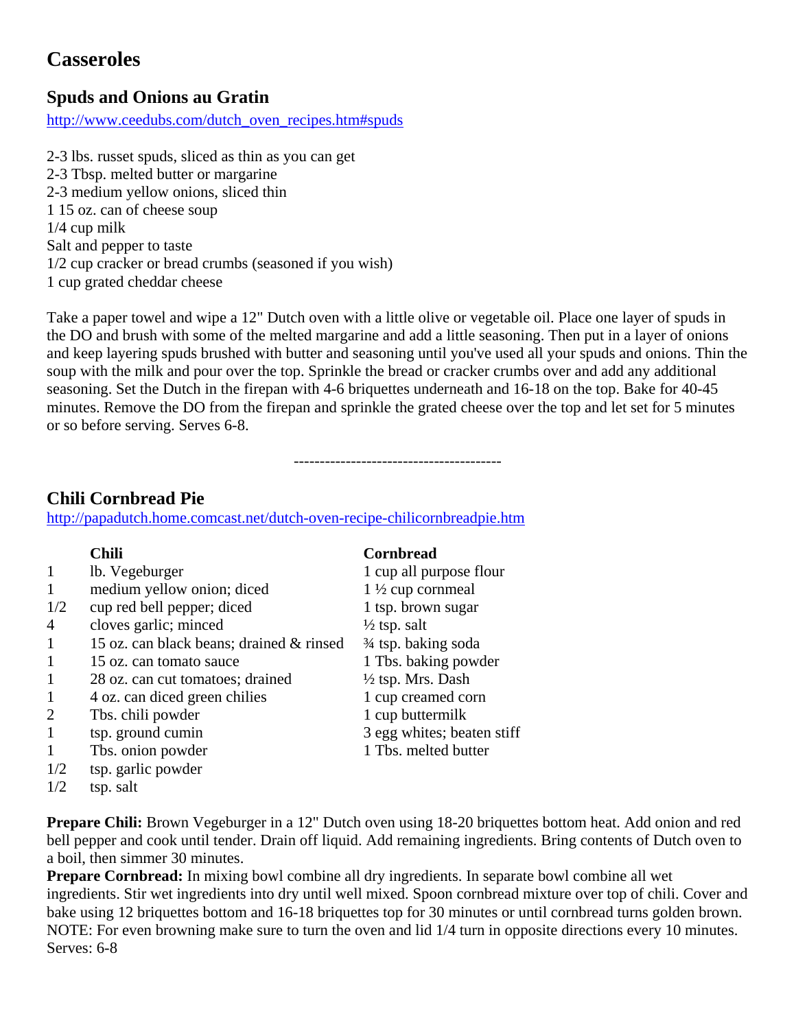# Casseroles

## Spuds and Onions au Gratin

http://www.ceedubs.com/dutch_oven_recipes.htm#spuds

2-3 lbs. russet spuds, sliced as thin as you can get
2-3 Tbsp. melted butter or margarine
2-3 medium yellow onions, sliced thin
1 15 oz. can of cheese soup
1/4 cup milk
Salt and pepper to taste
1/2 cup cracker or bread crumbs (seasoned if you wish)
1 cup grated cheddar cheese

Take a paper towel and wipe a 12" Dutch oven with a little olive or vegetable oil. Place one layer of spuds in the DO and brush with some of the melted margarine and add a little seasoning. Then put in a layer of onions and keep layering spuds brushed with butter and seasoning until you've used all your spuds and onions. Thin the soup with the milk and pour over the top. Sprinkle the bread or cracker crumbs over and add any additional seasoning. Set the Dutch in the firepan with 4-6 briquettes underneath and 16-18 on the top. Bake for 40-45 minutes. Remove the DO from the firepan and sprinkle the grated cheese over the top and let set for 5 minutes or so before serving. Serves 6-8.

---------------------------------------

## Chili Cornbread Pie

http://papadutch.home.comcast.net/dutch-oven-recipe-chilicornbreadpie.htm

**Chili**

| | |
|---|---|
| 1 | lb. Vegeburger |
| 1 | medium yellow onion; diced |
| 1/2 | cup red bell pepper; diced |
| 4 | cloves garlic; minced |
| 1 | 15 oz. can black beans; drained & rinsed |
| 1 | 15 oz. can tomato sauce |
| 1 | 28 oz. can cut tomatoes; drained |
| 1 | 4 oz. can diced green chilies |
| 2 | Tbs. chili powder |
| 1 | tsp. ground cumin |
| 1 | Tbs. onion powder |
| 1/2 | tsp. garlic powder |
| 1/2 | tsp. salt |

**Cornbread**

1 cup all purpose flour
1 ½ cup cornmeal
1 tsp. brown sugar
½ tsp. salt
¾ tsp. baking soda
1 Tbs. baking powder
½ tsp. Mrs. Dash
1 cup creamed corn
1 cup buttermilk
3 egg whites; beaten stiff
1 Tbs. melted butter

**Prepare Chili:** Brown Vegeburger in a 12" Dutch oven using 18-20 briquettes bottom heat. Add onion and red bell pepper and cook until tender. Drain off liquid. Add remaining ingredients. Bring contents of Dutch oven to a boil, then simmer 30 minutes.

**Prepare Cornbread:** In mixing bowl combine all dry ingredients. In separate bowl combine all wet ingredients. Stir wet ingredients into dry until well mixed. Spoon cornbread mixture over top of chili. Cover and bake using 12 briquettes bottom and 16-18 briquettes top for 30 minutes or until cornbread turns golden brown. NOTE: For even browning make sure to turn the oven and lid 1/4 turn in opposite directions every 10 minutes. Serves: 6-8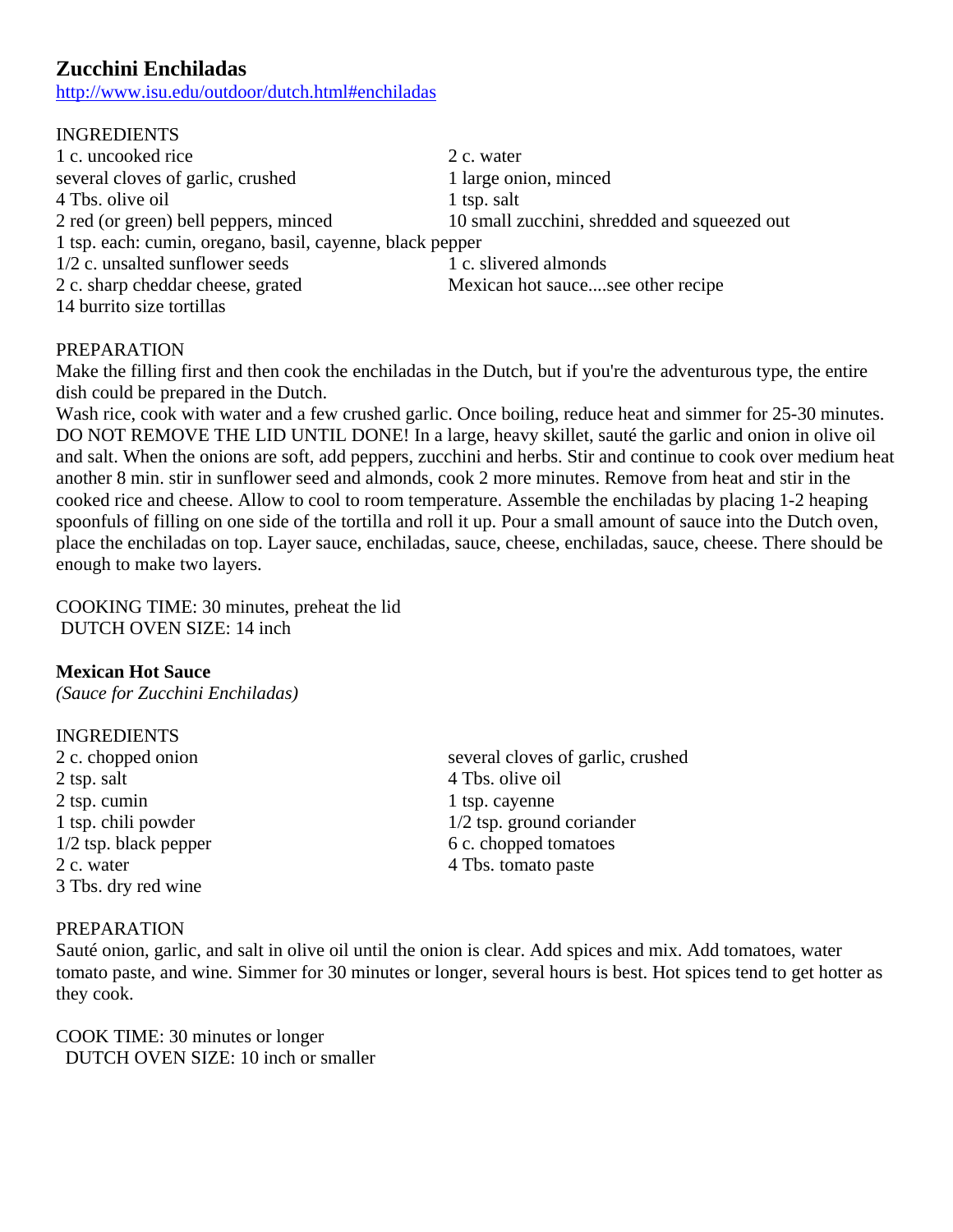## Zucchini Enchiladas

http://www.isu.edu/outdoor/dutch.html#enchiladas

INGREDIENTS

1 c. uncooked rice
2 c. water
several cloves of garlic, crushed
1 large onion, minced
4 Tbs. olive oil
1 tsp. salt
2 red (or green) bell peppers, minced
10 small zucchini, shredded and squeezed out
1 tsp. each: cumin, oregano, basil, cayenne, black pepper
1/2 c. unsalted sunflower seeds
1 c. slivered almonds
2 c. sharp cheddar cheese, grated
Mexican hot sauce....see other recipe
14 burrito size tortillas

PREPARATION

Make the filling first and then cook the enchiladas in the Dutch, but if you're the adventurous type, the entire dish could be prepared in the Dutch.

Wash rice, cook with water and a few crushed garlic. Once boiling, reduce heat and simmer for 25-30 minutes. DO NOT REMOVE THE LID UNTIL DONE! In a large, heavy skillet, sauté the garlic and onion in olive oil and salt. When the onions are soft, add peppers, zucchini and herbs. Stir and continue to cook over medium heat another 8 min. stir in sunflower seed and almonds, cook 2 more minutes. Remove from heat and stir in the cooked rice and cheese. Allow to cool to room temperature. Assemble the enchiladas by placing 1-2 heaping spoonfuls of filling on one side of the tortilla and roll it up. Pour a small amount of sauce into the Dutch oven, place the enchiladas on top. Layer sauce, enchiladas, sauce, cheese, enchiladas, sauce, cheese. There should be enough to make two layers.

COOKING TIME: 30 minutes, preheat the lid
DUTCH OVEN SIZE: 14 inch

## Mexican Hot Sauce

*(Sauce for Zucchini Enchiladas)*

INGREDIENTS

2 c. chopped onion
several cloves of garlic, crushed
2 tsp. salt
4 Tbs. olive oil
2 tsp. cumin
1 tsp. cayenne
1 tsp. chili powder
1/2 tsp. ground coriander
1/2 tsp. black pepper
6 c. chopped tomatoes
2 c. water
4 Tbs. tomato paste
3 Tbs. dry red wine

PREPARATION

Sauté onion, garlic, and salt in olive oil until the onion is clear. Add spices and mix. Add tomatoes, water tomato paste, and wine. Simmer for 30 minutes or longer, several hours is best. Hot spices tend to get hotter as they cook.

COOK TIME: 30 minutes or longer
DUTCH OVEN SIZE: 10 inch or smaller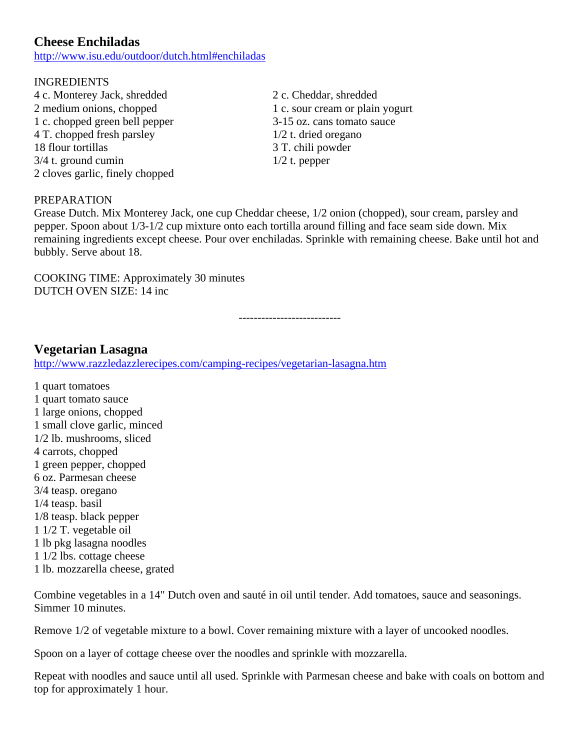## Cheese Enchiladas

http://www.isu.edu/outdoor/dutch.html#enchiladas

INGREDIENTS

4 c. Monterey Jack, shredded
2 medium onions, chopped
1 c. chopped green bell pepper
4 T. chopped fresh parsley
18 flour tortillas
3/4 t. ground cumin
2 cloves garlic, finely chopped
2 c. Cheddar, shredded
1 c. sour cream or plain yogurt
3-15 oz. cans tomato sauce
1/2 t. dried oregano
3 T. chili powder
1/2 t. pepper

PREPARATION

Grease Dutch. Mix Monterey Jack, one cup Cheddar cheese, 1/2 onion (chopped), sour cream, parsley and pepper. Spoon about 1/3-1/2 cup mixture onto each tortilla around filling and face seam side down. Mix remaining ingredients except cheese. Pour over enchiladas. Sprinkle with remaining cheese. Bake until hot and bubbly. Serve about 18.

COOKING TIME: Approximately 30 minutes
DUTCH OVEN SIZE: 14 inc

---------------------------

## Vegetarian Lasagna

http://www.razzledazzlerecipes.com/camping-recipes/vegetarian-lasagna.htm

1 quart tomatoes
1 quart tomato sauce
1 large onions, chopped
1 small clove garlic, minced
1/2 lb. mushrooms, sliced
4 carrots, chopped
1 green pepper, chopped
6 oz. Parmesan cheese
3/4 teasp. oregano
1/4 teasp. basil
1/8 teasp. black pepper
1 1/2 T. vegetable oil
1 lb pkg lasagna noodles
1 1/2 lbs. cottage cheese
1 lb. mozzarella cheese, grated

Combine vegetables in a 14" Dutch oven and sauté in oil until tender. Add tomatoes, sauce and seasonings. Simmer 10 minutes.

Remove 1/2 of vegetable mixture to a bowl. Cover remaining mixture with a layer of uncooked noodles.

Spoon on a layer of cottage cheese over the noodles and sprinkle with mozzarella.

Repeat with noodles and sauce until all used. Sprinkle with Parmesan cheese and bake with coals on bottom and top for approximately 1 hour.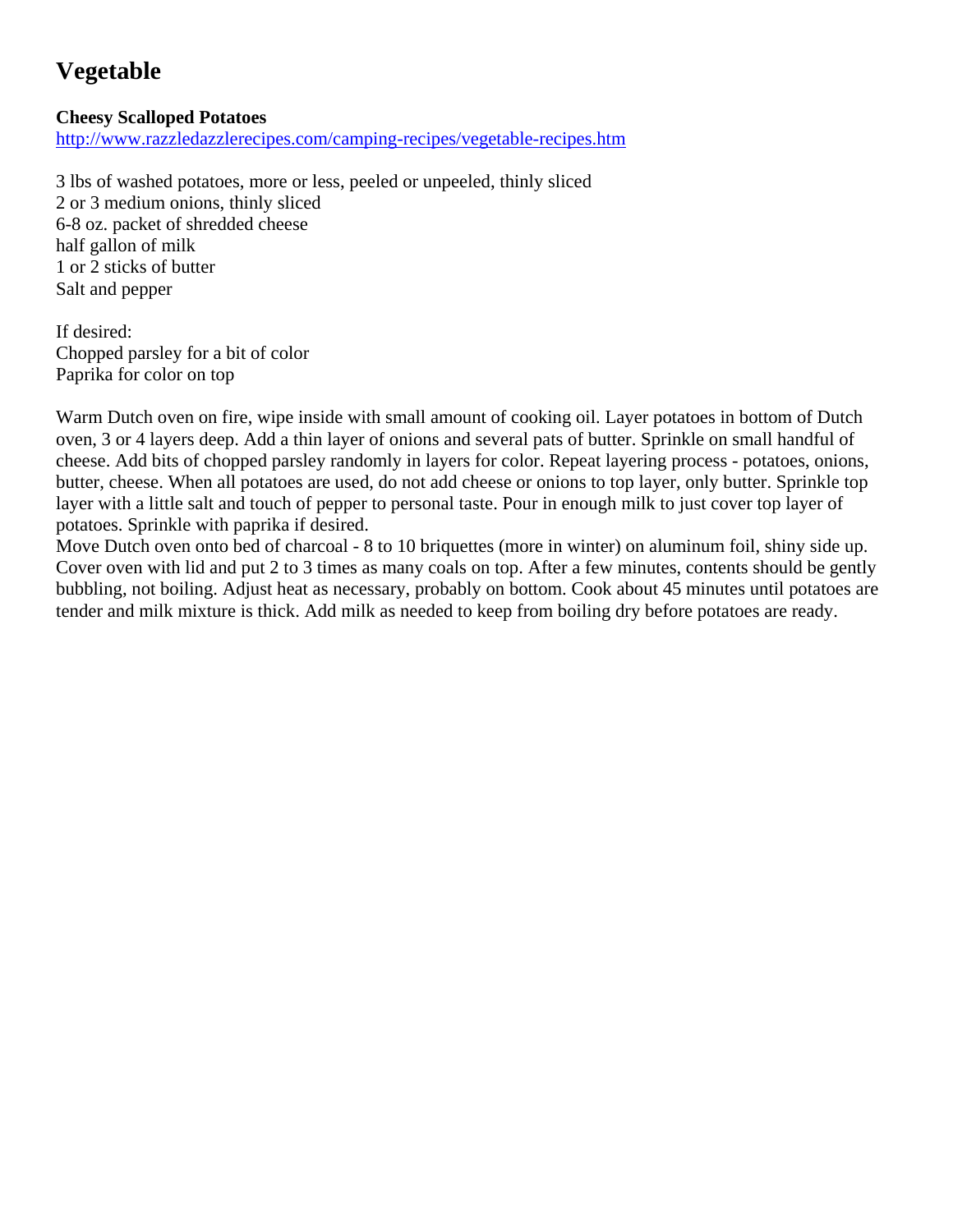# Vegetable

**Cheesy Scalloped Potatoes**
http://www.razzledazzlerecipes.com/camping-recipes/vegetable-recipes.htm

3 lbs of washed potatoes, more or less, peeled or unpeeled, thinly sliced
2 or 3 medium onions, thinly sliced
6-8 oz. packet of shredded cheese
half gallon of milk
1 or 2 sticks of butter
Salt and pepper

If desired:
Chopped parsley for a bit of color
Paprika for color on top

Warm Dutch oven on fire, wipe inside with small amount of cooking oil. Layer potatoes in bottom of Dutch oven, 3 or 4 layers deep. Add a thin layer of onions and several pats of butter. Sprinkle on small handful of cheese. Add bits of chopped parsley randomly in layers for color. Repeat layering process - potatoes, onions, butter, cheese. When all potatoes are used, do not add cheese or onions to top layer, only butter. Sprinkle top layer with a little salt and touch of pepper to personal taste. Pour in enough milk to just cover top layer of potatoes. Sprinkle with paprika if desired.
Move Dutch oven onto bed of charcoal - 8 to 10 briquettes (more in winter) on aluminum foil, shiny side up. Cover oven with lid and put 2 to 3 times as many coals on top. After a few minutes, contents should be gently bubbling, not boiling. Adjust heat as necessary, probably on bottom. Cook about 45 minutes until potatoes are tender and milk mixture is thick. Add milk as needed to keep from boiling dry before potatoes are ready.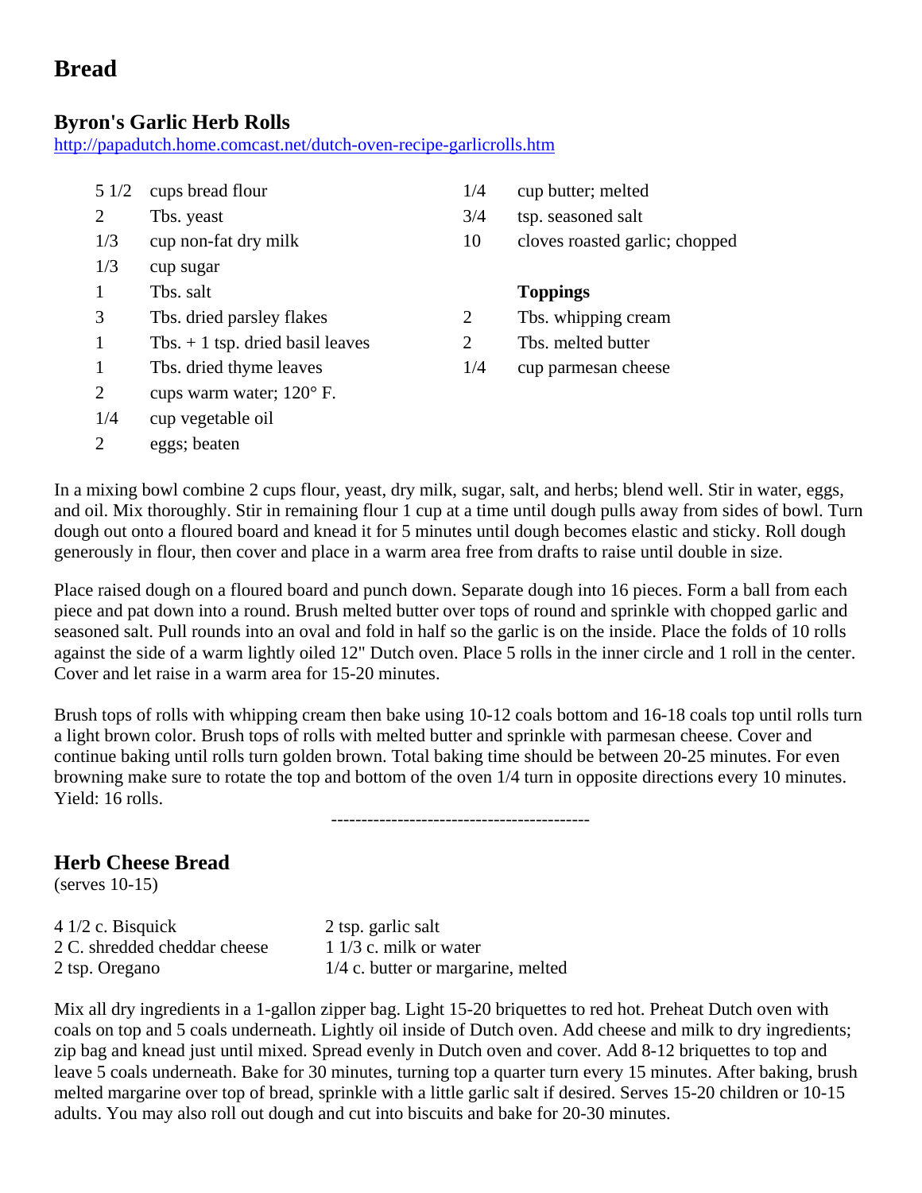# Bread

## Byron's Garlic Herb Rolls

http://papadutch.home.comcast.net/dutch-oven-recipe-garlicrolls.htm

| | | | |
|---|---|---|---|
| 5 1/2 | cups bread flour | 1/4 | cup butter; melted |
| 2 | Tbs. yeast | 3/4 | tsp. seasoned salt |
| 1/3 | cup non-fat dry milk | 10 | cloves roasted garlic; chopped |
| 1/3 | cup sugar | | |
| 1 | Tbs. salt | | **Toppings** |
| 3 | Tbs. dried parsley flakes | 2 | Tbs. whipping cream |
| 1 | Tbs. + 1 tsp. dried basil leaves | 2 | Tbs. melted butter |
| 1 | Tbs. dried thyme leaves | 1/4 | cup parmesan cheese |
| 2 | cups warm water; 120° F. | | |
| 1/4 | cup vegetable oil | | |
| 2 | eggs; beaten | | |

In a mixing bowl combine 2 cups flour, yeast, dry milk, sugar, salt, and herbs; blend well. Stir in water, eggs, and oil. Mix thoroughly. Stir in remaining flour 1 cup at a time until dough pulls away from sides of bowl. Turn dough out onto a floured board and knead it for 5 minutes until dough becomes elastic and sticky. Roll dough generously in flour, then cover and place in a warm area free from drafts to raise until double in size.

Place raised dough on a floured board and punch down. Separate dough into 16 pieces. Form a ball from each piece and pat down into a round. Brush melted butter over tops of round and sprinkle with chopped garlic and seasoned salt. Pull rounds into an oval and fold in half so the garlic is on the inside. Place the folds of 10 rolls against the side of a warm lightly oiled 12" Dutch oven. Place 5 rolls in the inner circle and 1 roll in the center. Cover and let raise in a warm area for 15-20 minutes.

Brush tops of rolls with whipping cream then bake using 10-12 coals bottom and 16-18 coals top until rolls turn a light brown color. Brush tops of rolls with melted butter and sprinkle with parmesan cheese. Cover and continue baking until rolls turn golden brown. Total baking time should be between 20-25 minutes. For even browning make sure to rotate the top and bottom of the oven 1/4 turn in opposite directions every 10 minutes. Yield: 16 rolls.

-------------------------------------------

## Herb Cheese Bread

(serves 10-15)

| | |
|---|---|
| 4 1/2 c. Bisquick | 2 tsp. garlic salt |
| 2 C. shredded cheddar cheese | 1 1/3 c. milk or water |
| 2 tsp. Oregano | 1/4 c. butter or margarine, melted |

Mix all dry ingredients in a 1-gallon zipper bag. Light 15-20 briquettes to red hot. Preheat Dutch oven with coals on top and 5 coals underneath. Lightly oil inside of Dutch oven. Add cheese and milk to dry ingredients; zip bag and knead just until mixed. Spread evenly in Dutch oven and cover. Add 8-12 briquettes to top and leave 5 coals underneath. Bake for 30 minutes, turning top a quarter turn every 15 minutes. After baking, brush melted margarine over top of bread, sprinkle with a little garlic salt if desired. Serves 15-20 children or 10-15 adults. You may also roll out dough and cut into biscuits and bake for 20-30 minutes.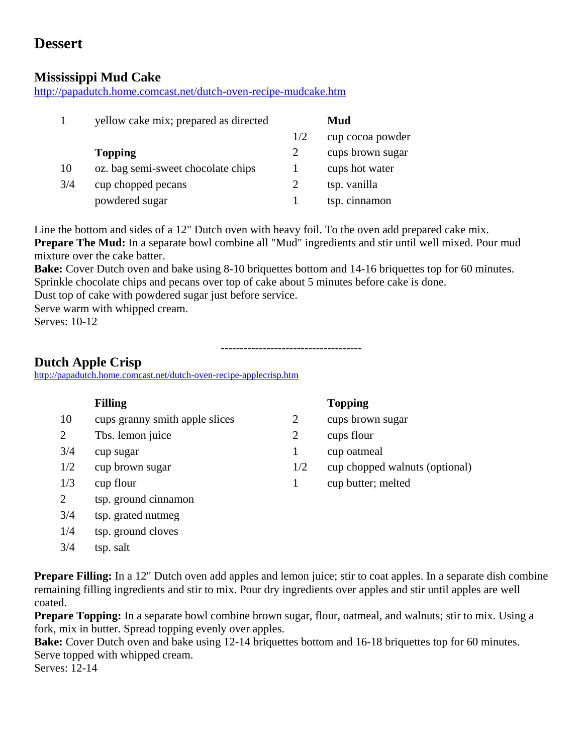# Dessert

## Mississippi Mud Cake

http://papadutch.home.comcast.net/dutch-oven-recipe-mudcake.htm

| | | | |
|---|---|---|---|
| 1 | yellow cake mix; prepared as directed | | **Mud** |
| | | 1/2 | cup cocoa powder |
| | **Topping** | 2 | cups brown sugar |
| 10 | oz. bag semi-sweet chocolate chips | 1 | cups hot water |
| 3/4 | cup chopped pecans | 2 | tsp. vanilla |
| | powdered sugar | 1 | tsp. cinnamon |

Line the bottom and sides of a 12" Dutch oven with heavy foil. To the oven add prepared cake mix.
**Prepare The Mud:** In a separate bowl combine all "Mud" ingredients and stir until well mixed. Pour mud mixture over the cake batter.
**Bake:** Cover Dutch oven and bake using 8-10 briquettes bottom and 14-16 briquettes top for 60 minutes.
Sprinkle chocolate chips and pecans over top of cake about 5 minutes before cake is done.
Dust top of cake with powdered sugar just before service.
Serve warm with whipped cream.
Serves: 10-12

------------------------------------

## Dutch Apple Crisp

http://papadutch.home.comcast.net/dutch-oven-recipe-applecrisp.htm

| | | | |
|---|---|---|---|
| | **Filling** | | **Topping** |
| 10 | cups granny smith apple slices | 2 | cups brown sugar |
| 2 | Tbs. lemon juice | 2 | cups flour |
| 3/4 | cup sugar | 1 | cup oatmeal |
| 1/2 | cup brown sugar | 1/2 | cup chopped walnuts (optional) |
| 1/3 | cup flour | 1 | cup butter; melted |
| 2 | tsp. ground cinnamon | | |
| 3/4 | tsp. grated nutmeg | | |
| 1/4 | tsp. ground cloves | | |
| 3/4 | tsp. salt | | |

**Prepare Filling:** In a 12" Dutch oven add apples and lemon juice; stir to coat apples. In a separate dish combine remaining filling ingredients and stir to mix. Pour dry ingredients over apples and stir until apples are well coated.
**Prepare Topping:** In a separate bowl combine brown sugar, flour, oatmeal, and walnuts; stir to mix. Using a fork, mix in butter. Spread topping evenly over apples.
**Bake:** Cover Dutch oven and bake using 12-14 briquettes bottom and 16-18 briquettes top for 60 minutes.
Serve topped with whipped cream.
Serves: 12-14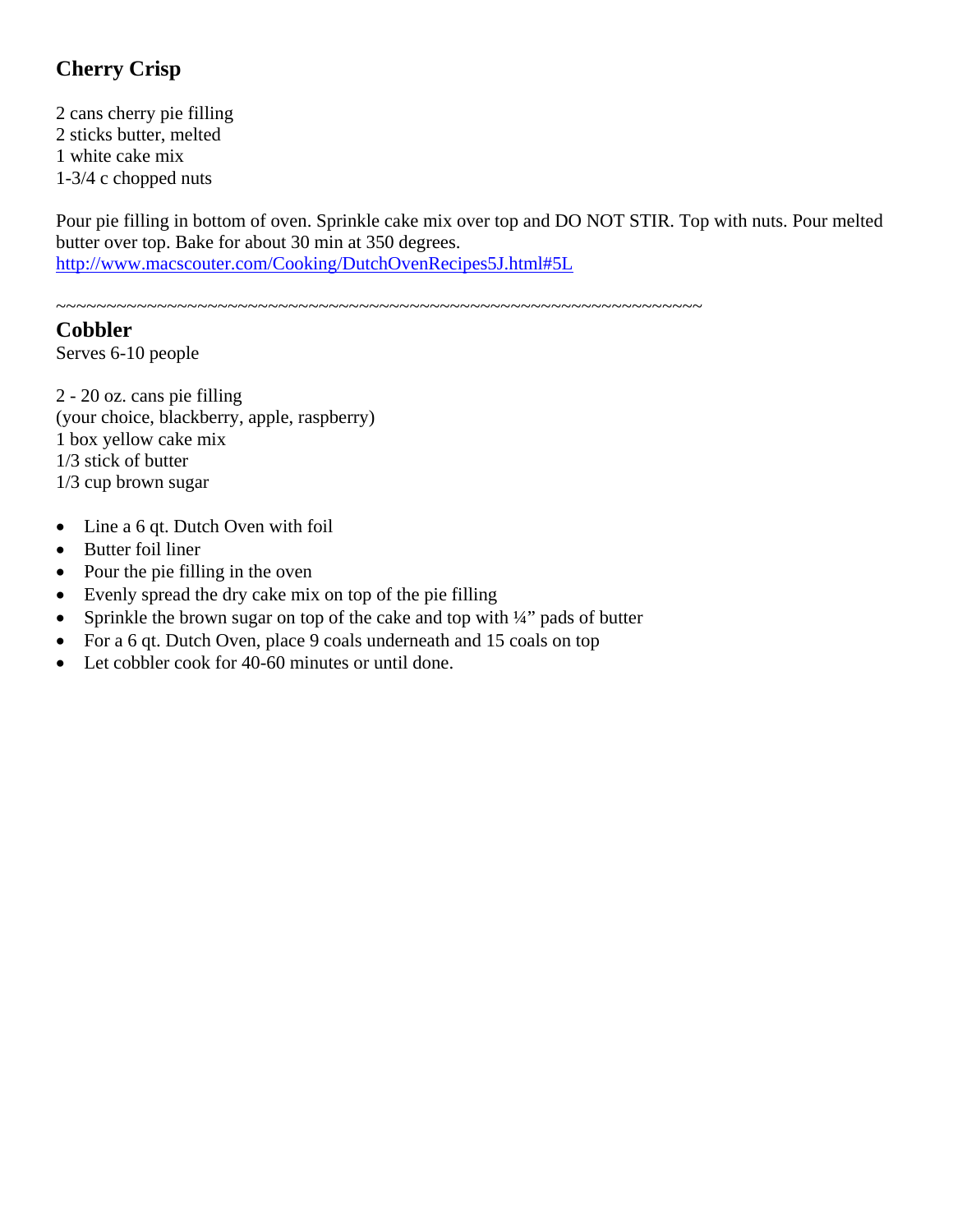## Cherry Crisp

2 cans cherry pie filling
2 sticks butter, melted
1 white cake mix
1-3/4 c chopped nuts

Pour pie filling in bottom of oven. Sprinkle cake mix over top and DO NOT STIR. Top with nuts. Pour melted butter over top. Bake for about 30 min at 350 degrees.
http://www.macscouter.com/Cooking/DutchOvenRecipes5J.html#5L

~~~~~~~~~~~~~~~~~~~~~~~~~~~~~~~~~~~~~~~~~~~~~~~~~~~~~~~~~~~~~~~~

## Cobbler

Serves 6-10 people

2 - 20 oz. cans pie filling
(your choice, blackberry, apple, raspberry)
1 box yellow cake mix
1/3 stick of butter
1/3 cup brown sugar

- Line a 6 qt. Dutch Oven with foil
- Butter foil liner
- Pour the pie filling in the oven
- Evenly spread the dry cake mix on top of the pie filling
- Sprinkle the brown sugar on top of the cake and top with ¼" pads of butter
- For a 6 qt. Dutch Oven, place 9 coals underneath and 15 coals on top
- Let cobbler cook for 40-60 minutes or until done.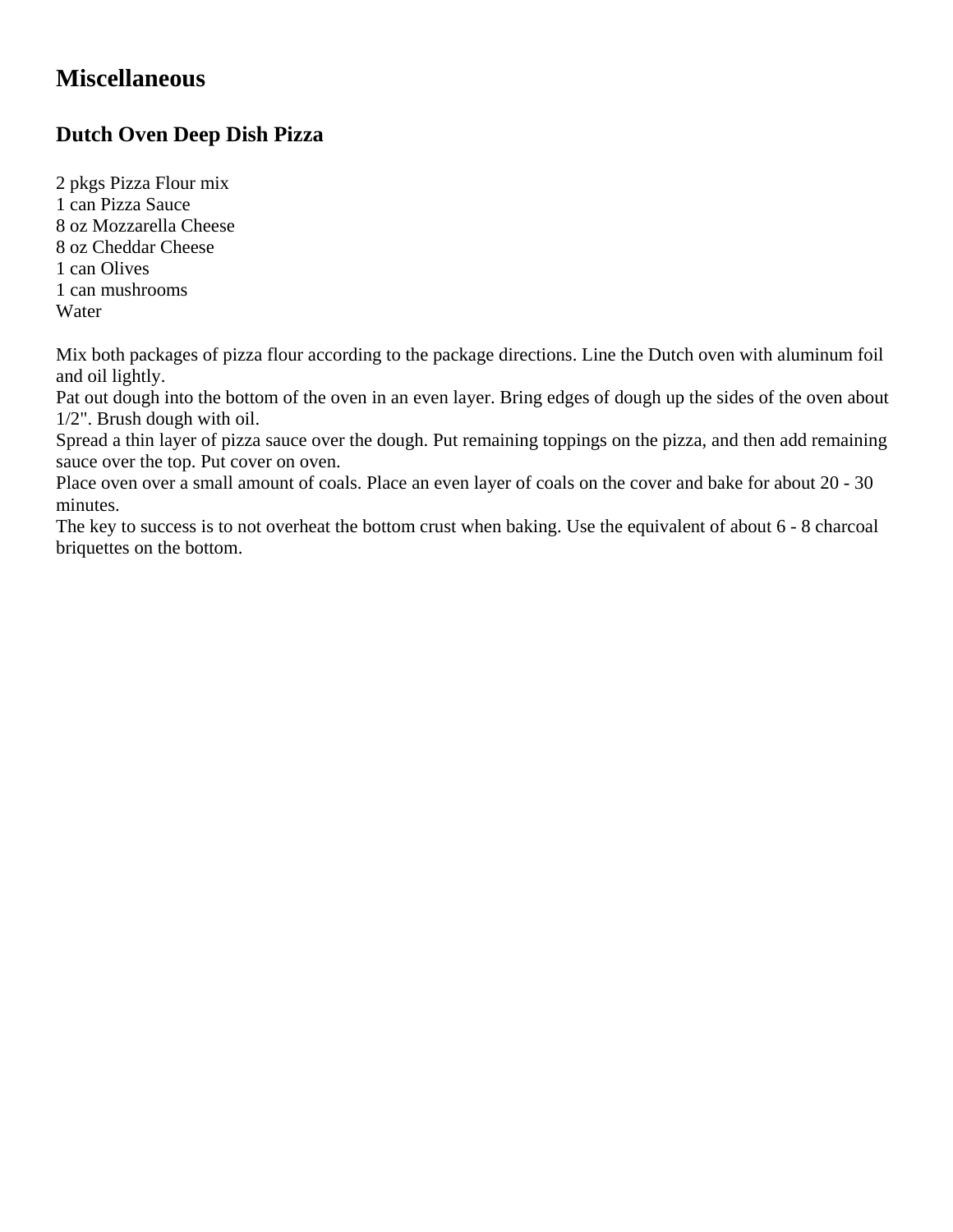## Miscellaneous

### Dutch Oven Deep Dish Pizza

2 pkgs Pizza Flour mix
1 can Pizza Sauce
8 oz Mozzarella Cheese
8 oz Cheddar Cheese
1 can Olives
1 can mushrooms
Water

Mix both packages of pizza flour according to the package directions. Line the Dutch oven with aluminum foil and oil lightly.
Pat out dough into the bottom of the oven in an even layer. Bring edges of dough up the sides of the oven about 1/2". Brush dough with oil.
Spread a thin layer of pizza sauce over the dough. Put remaining toppings on the pizza, and then add remaining sauce over the top. Put cover on oven.
Place oven over a small amount of coals. Place an even layer of coals on the cover and bake for about 20 - 30 minutes.
The key to success is to not overheat the bottom crust when baking. Use the equivalent of about 6 - 8 charcoal briquettes on the bottom.